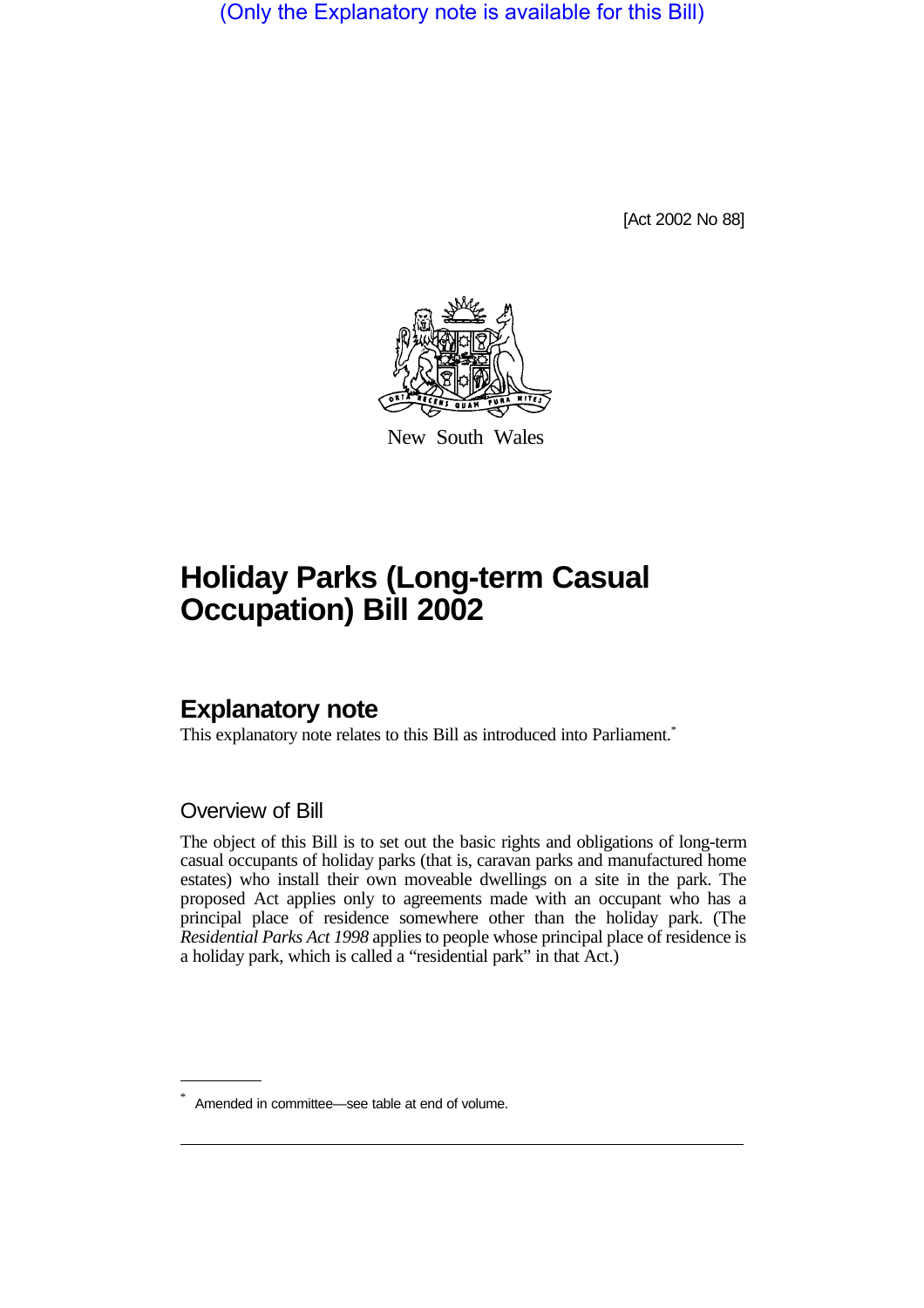(Only the Explanatory note is available for this Bill)

[Act 2002 No 88]

New South Wales

# Holiday Parks (Long-term Casual Occupation) Bill 2002

## Explanatory note

This explanatory note relates to this Bill as introduced into Parliament.*

### Overview of Bill

The object of this Bill is to set out the basic rights and obligations of long-term casual occupants of holiday parks (that is, caravan parks and manufactured home estates) who install their own moveable dwellings on a site in the park. The proposed Act applies only to agreements made with an occupant who has a principal place of residence somewhere other than the holiday park. (The *Residential Parks Act 1998* applies to people whose principal place of residence is a holiday park, which is called a "residential park" in that Act.)

* Amended in committee—see table at end of volume.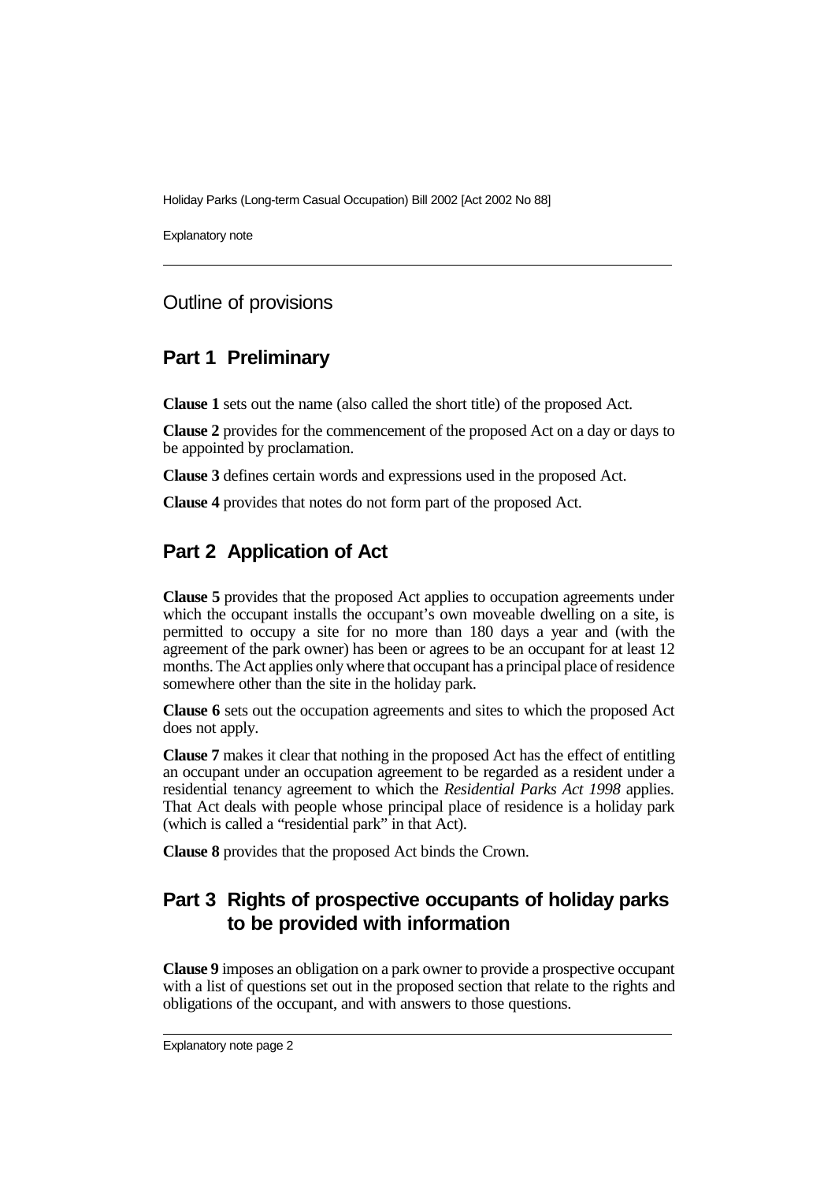## Outline of provisions

### Part 1 Preliminary

**Clause 1** sets out the name (also called the short title) of the proposed Act.

**Clause 2** provides for the commencement of the proposed Act on a day or days to be appointed by proclamation.

**Clause 3** defines certain words and expressions used in the proposed Act.

**Clause 4** provides that notes do not form part of the proposed Act.

### Part 2 Application of Act

**Clause 5** provides that the proposed Act applies to occupation agreements under which the occupant installs the occupant's own moveable dwelling on a site, is permitted to occupy a site for no more than 180 days a year and (with the agreement of the park owner) has been or agrees to be an occupant for at least 12 months. The Act applies only where that occupant has a principal place of residence somewhere other than the site in the holiday park.

**Clause 6** sets out the occupation agreements and sites to which the proposed Act does not apply.

**Clause 7** makes it clear that nothing in the proposed Act has the effect of entitling an occupant under an occupation agreement to be regarded as a resident under a residential tenancy agreement to which the *Residential Parks Act 1998* applies. That Act deals with people whose principal place of residence is a holiday park (which is called a "residential park" in that Act).

**Clause 8** provides that the proposed Act binds the Crown.

### Part 3 Rights of prospective occupants of holiday parks to be provided with information

**Clause 9** imposes an obligation on a park owner to provide a prospective occupant with a list of questions set out in the proposed section that relate to the rights and obligations of the occupant, and with answers to those questions.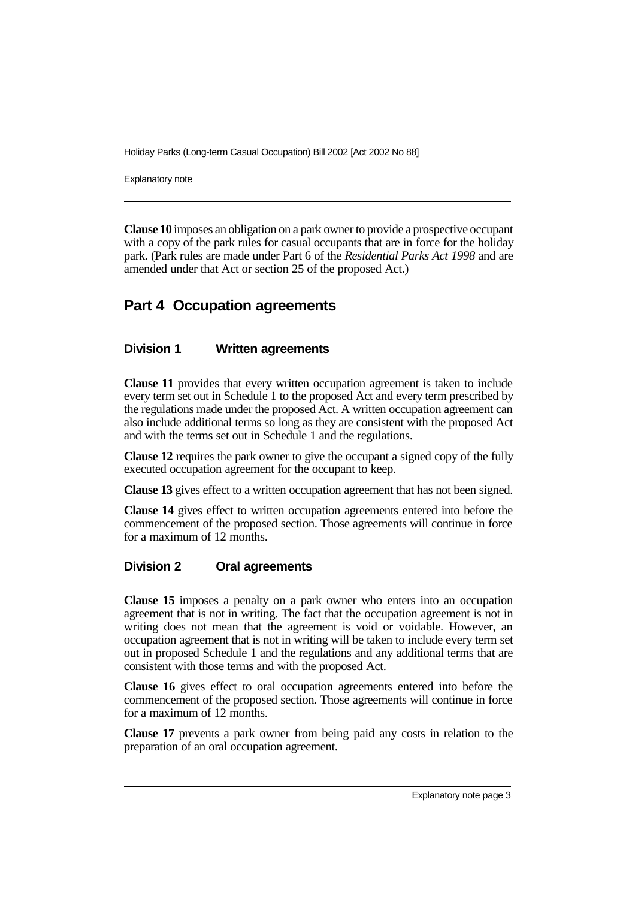**Clause 10** imposes an obligation on a park owner to provide a prospective occupant with a copy of the park rules for casual occupants that are in force for the holiday park. (Park rules are made under Part 6 of the *Residential Parks Act 1998* and are amended under that Act or section 25 of the proposed Act.)

## Part 4 Occupation agreements

### Division 1 Written agreements

**Clause 11** provides that every written occupation agreement is taken to include every term set out in Schedule 1 to the proposed Act and every term prescribed by the regulations made under the proposed Act. A written occupation agreement can also include additional terms so long as they are consistent with the proposed Act and with the terms set out in Schedule 1 and the regulations.

**Clause 12** requires the park owner to give the occupant a signed copy of the fully executed occupation agreement for the occupant to keep.

**Clause 13** gives effect to a written occupation agreement that has not been signed.

**Clause 14** gives effect to written occupation agreements entered into before the commencement of the proposed section. Those agreements will continue in force for a maximum of 12 months.

### Division 2 Oral agreements

**Clause 15** imposes a penalty on a park owner who enters into an occupation agreement that is not in writing. The fact that the occupation agreement is not in writing does not mean that the agreement is void or voidable. However, an occupation agreement that is not in writing will be taken to include every term set out in proposed Schedule 1 and the regulations and any additional terms that are consistent with those terms and with the proposed Act.

**Clause 16** gives effect to oral occupation agreements entered into before the commencement of the proposed section. Those agreements will continue in force for a maximum of 12 months.

**Clause 17** prevents a park owner from being paid any costs in relation to the preparation of an oral occupation agreement.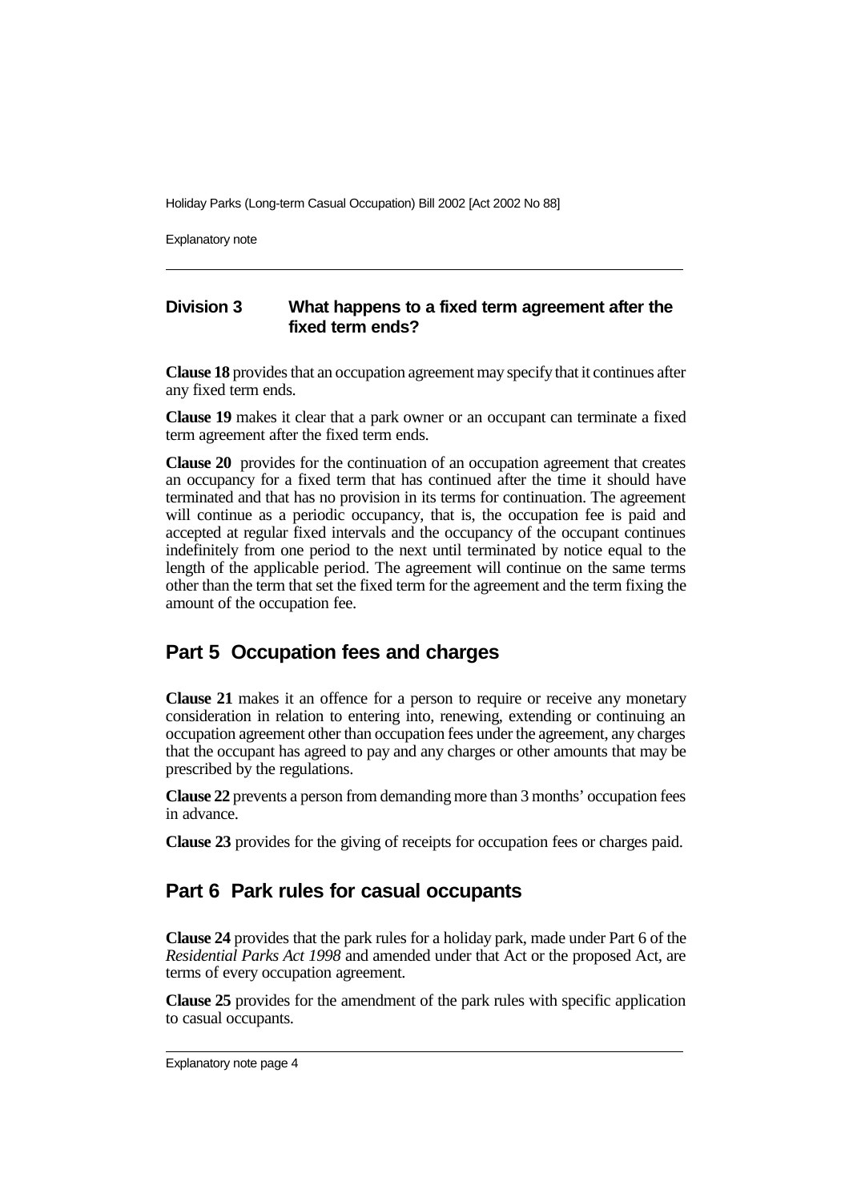### Division 3 What happens to a fixed term agreement after the fixed term ends?

**Clause 18** provides that an occupation agreement may specify that it continues after any fixed term ends.

**Clause 19** makes it clear that a park owner or an occupant can terminate a fixed term agreement after the fixed term ends.

**Clause 20** provides for the continuation of an occupation agreement that creates an occupancy for a fixed term that has continued after the time it should have terminated and that has no provision in its terms for continuation. The agreement will continue as a periodic occupancy, that is, the occupation fee is paid and accepted at regular fixed intervals and the occupancy of the occupant continues indefinitely from one period to the next until terminated by notice equal to the length of the applicable period. The agreement will continue on the same terms other than the term that set the fixed term for the agreement and the term fixing the amount of the occupation fee.

## Part 5 Occupation fees and charges

**Clause 21** makes it an offence for a person to require or receive any monetary consideration in relation to entering into, renewing, extending or continuing an occupation agreement other than occupation fees under the agreement, any charges that the occupant has agreed to pay and any charges or other amounts that may be prescribed by the regulations.

**Clause 22** prevents a person from demanding more than 3 months' occupation fees in advance.

**Clause 23** provides for the giving of receipts for occupation fees or charges paid.

## Part 6 Park rules for casual occupants

**Clause 24** provides that the park rules for a holiday park, made under Part 6 of the *Residential Parks Act 1998* and amended under that Act or the proposed Act, are terms of every occupation agreement.

**Clause 25** provides for the amendment of the park rules with specific application to casual occupants.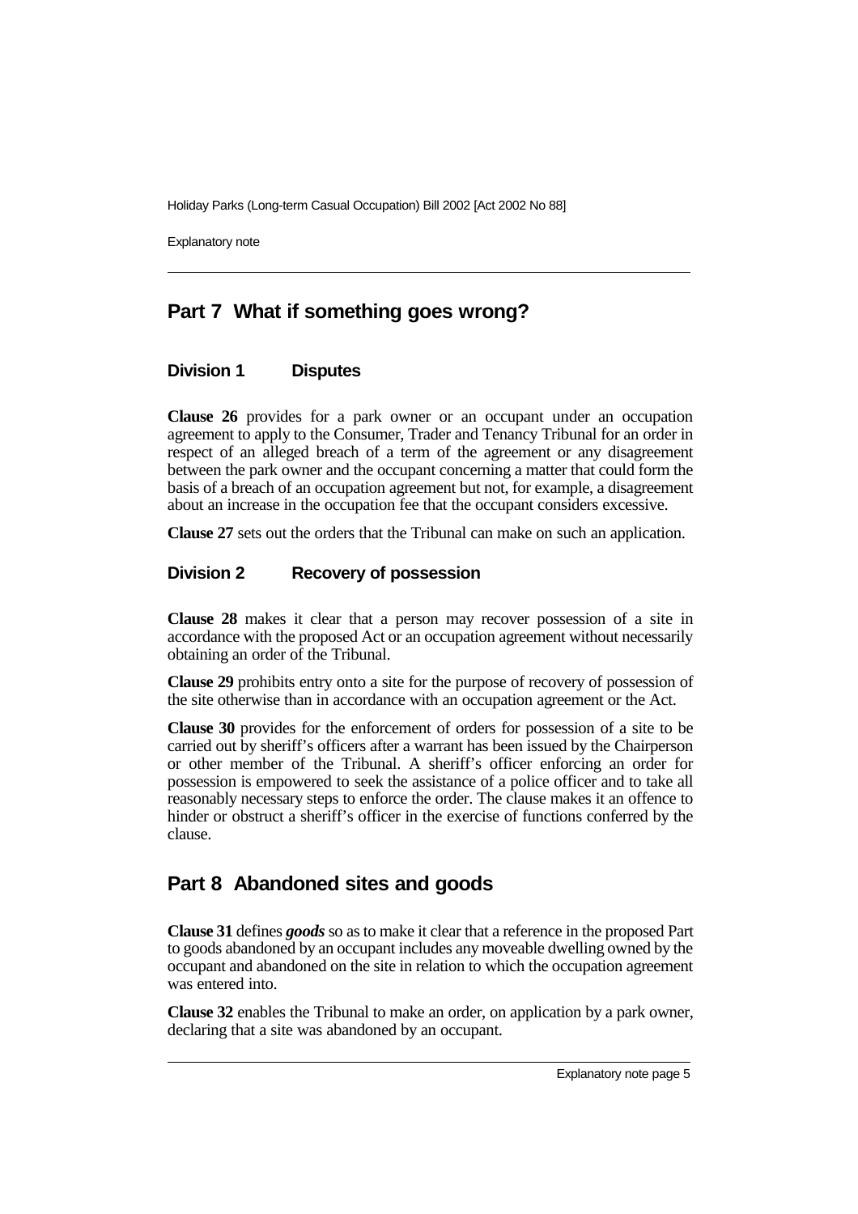## Part 7 What if something goes wrong?

### Division 1 Disputes

**Clause 26** provides for a park owner or an occupant under an occupation agreement to apply to the Consumer, Trader and Tenancy Tribunal for an order in respect of an alleged breach of a term of the agreement or any disagreement between the park owner and the occupant concerning a matter that could form the basis of a breach of an occupation agreement but not, for example, a disagreement about an increase in the occupation fee that the occupant considers excessive.

**Clause 27** sets out the orders that the Tribunal can make on such an application.

### Division 2 Recovery of possession

**Clause 28** makes it clear that a person may recover possession of a site in accordance with the proposed Act or an occupation agreement without necessarily obtaining an order of the Tribunal.

**Clause 29** prohibits entry onto a site for the purpose of recovery of possession of the site otherwise than in accordance with an occupation agreement or the Act.

**Clause 30** provides for the enforcement of orders for possession of a site to be carried out by sheriff's officers after a warrant has been issued by the Chairperson or other member of the Tribunal. A sheriff's officer enforcing an order for possession is empowered to seek the assistance of a police officer and to take all reasonably necessary steps to enforce the order. The clause makes it an offence to hinder or obstruct a sheriff's officer in the exercise of functions conferred by the clause.

## Part 8 Abandoned sites and goods

**Clause 31** defines ***goods*** so as to make it clear that a reference in the proposed Part to goods abandoned by an occupant includes any moveable dwelling owned by the occupant and abandoned on the site in relation to which the occupation agreement was entered into.

**Clause 32** enables the Tribunal to make an order, on application by a park owner, declaring that a site was abandoned by an occupant.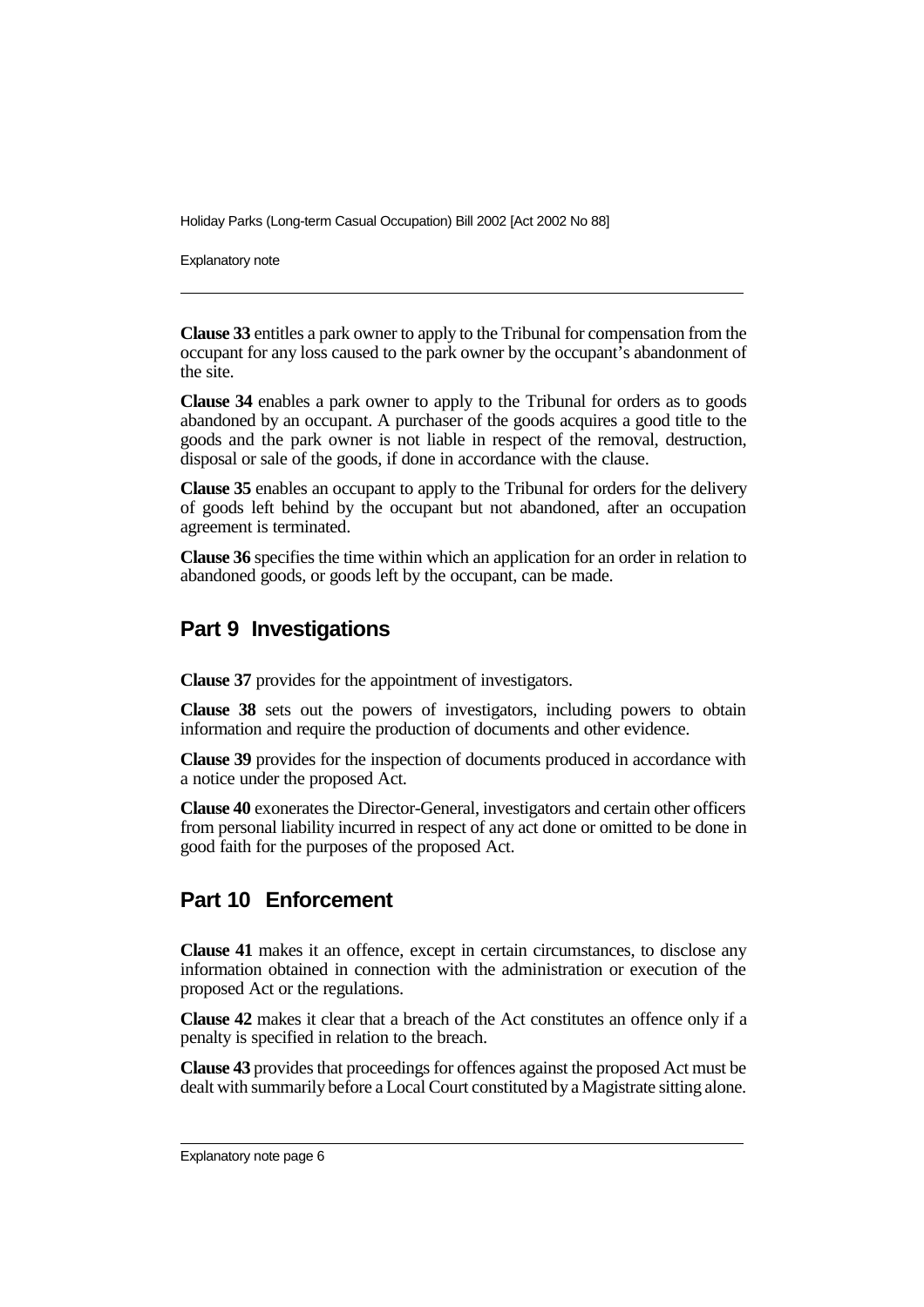**Clause 33** entitles a park owner to apply to the Tribunal for compensation from the occupant for any loss caused to the park owner by the occupant's abandonment of the site.

**Clause 34** enables a park owner to apply to the Tribunal for orders as to goods abandoned by an occupant. A purchaser of the goods acquires a good title to the goods and the park owner is not liable in respect of the removal, destruction, disposal or sale of the goods, if done in accordance with the clause.

**Clause 35** enables an occupant to apply to the Tribunal for orders for the delivery of goods left behind by the occupant but not abandoned, after an occupation agreement is terminated.

**Clause 36** specifies the time within which an application for an order in relation to abandoned goods, or goods left by the occupant, can be made.

## Part 9 Investigations

**Clause 37** provides for the appointment of investigators.

**Clause 38** sets out the powers of investigators, including powers to obtain information and require the production of documents and other evidence.

**Clause 39** provides for the inspection of documents produced in accordance with a notice under the proposed Act.

**Clause 40** exonerates the Director-General, investigators and certain other officers from personal liability incurred in respect of any act done or omitted to be done in good faith for the purposes of the proposed Act.

## Part 10 Enforcement

**Clause 41** makes it an offence, except in certain circumstances, to disclose any information obtained in connection with the administration or execution of the proposed Act or the regulations.

**Clause 42** makes it clear that a breach of the Act constitutes an offence only if a penalty is specified in relation to the breach.

**Clause 43** provides that proceedings for offences against the proposed Act must be dealt with summarily before a Local Court constituted by a Magistrate sitting alone.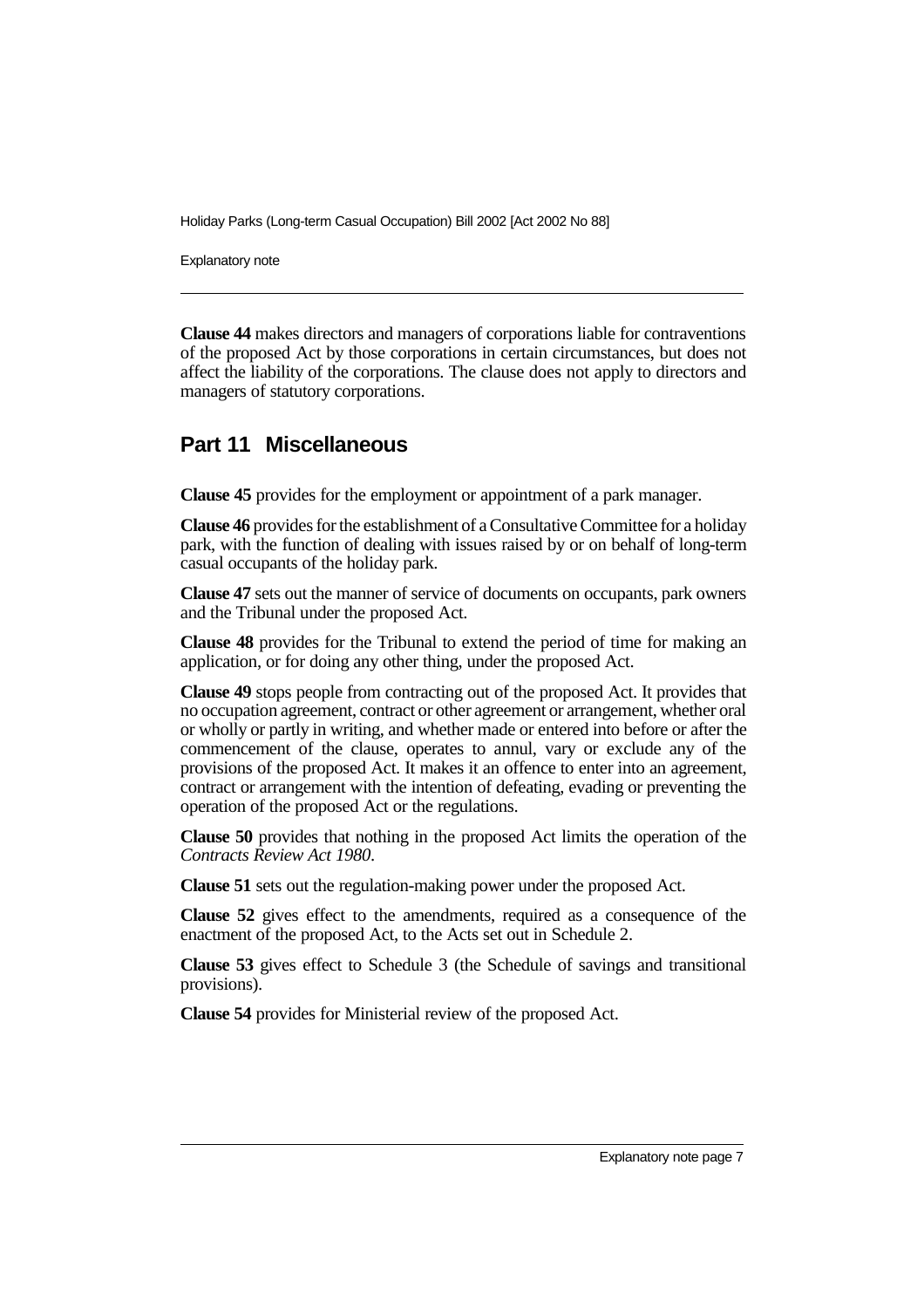**Clause 44** makes directors and managers of corporations liable for contraventions of the proposed Act by those corporations in certain circumstances, but does not affect the liability of the corporations. The clause does not apply to directors and managers of statutory corporations.

## Part 11 Miscellaneous

**Clause 45** provides for the employment or appointment of a park manager.

**Clause 46** provides for the establishment of a Consultative Committee for a holiday park, with the function of dealing with issues raised by or on behalf of long-term casual occupants of the holiday park.

**Clause 47** sets out the manner of service of documents on occupants, park owners and the Tribunal under the proposed Act.

**Clause 48** provides for the Tribunal to extend the period of time for making an application, or for doing any other thing, under the proposed Act.

**Clause 49** stops people from contracting out of the proposed Act. It provides that no occupation agreement, contract or other agreement or arrangement, whether oral or wholly or partly in writing, and whether made or entered into before or after the commencement of the clause, operates to annul, vary or exclude any of the provisions of the proposed Act. It makes it an offence to enter into an agreement, contract or arrangement with the intention of defeating, evading or preventing the operation of the proposed Act or the regulations.

**Clause 50** provides that nothing in the proposed Act limits the operation of the *Contracts Review Act 1980*.

**Clause 51** sets out the regulation-making power under the proposed Act.

**Clause 52** gives effect to the amendments, required as a consequence of the enactment of the proposed Act, to the Acts set out in Schedule 2.

**Clause 53** gives effect to Schedule 3 (the Schedule of savings and transitional provisions).

**Clause 54** provides for Ministerial review of the proposed Act.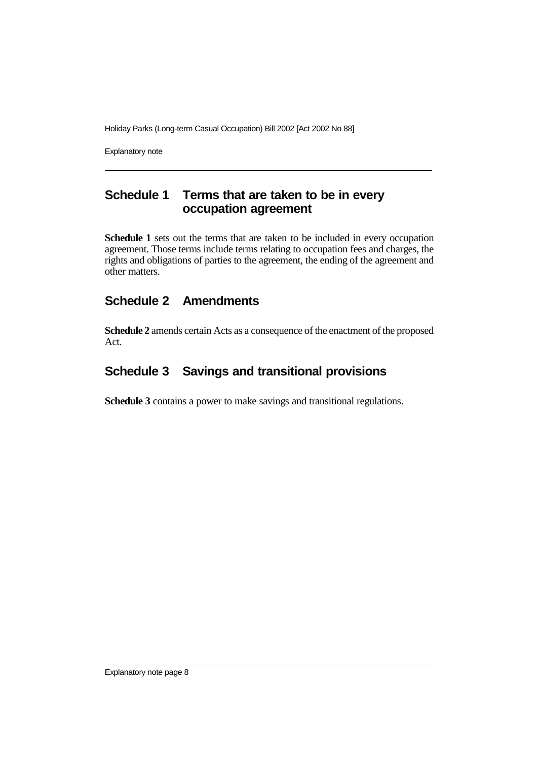## Schedule 1 Terms that are taken to be in every occupation agreement

**Schedule 1** sets out the terms that are taken to be included in every occupation agreement. Those terms include terms relating to occupation fees and charges, the rights and obligations of parties to the agreement, the ending of the agreement and other matters.

## Schedule 2 Amendments

**Schedule 2** amends certain Acts as a consequence of the enactment of the proposed Act.

## Schedule 3 Savings and transitional provisions

**Schedule 3** contains a power to make savings and transitional regulations.